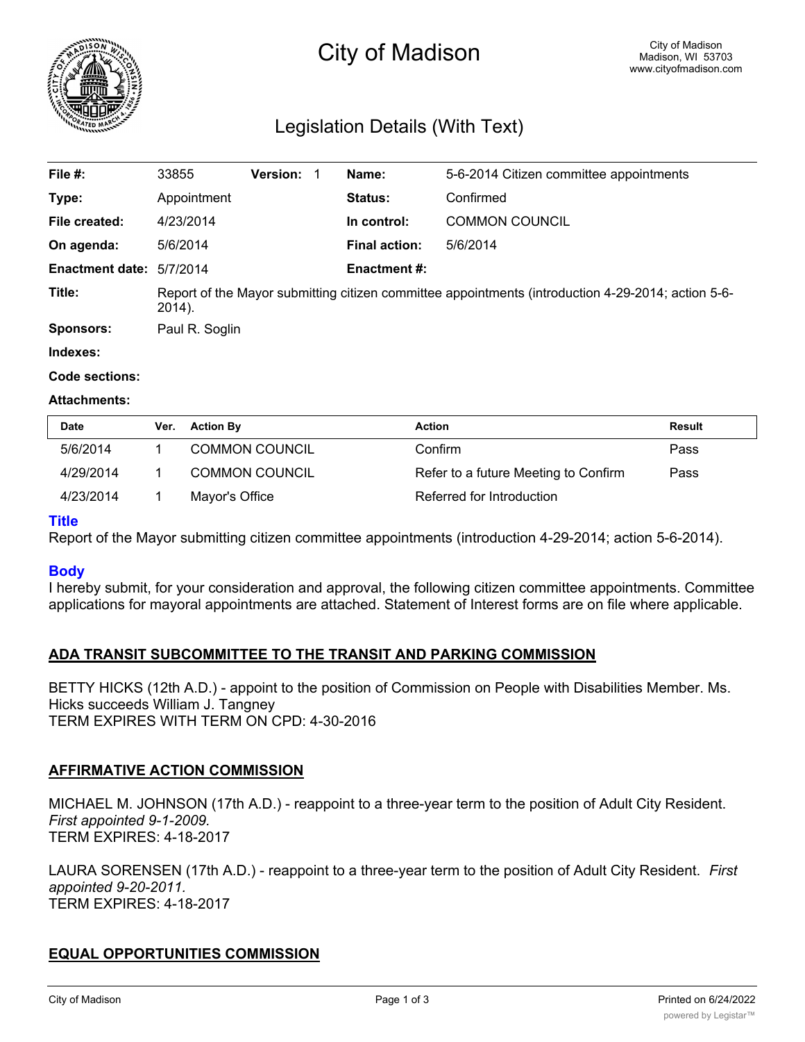# City of Madison

City of Madison
Madison, WI 53703
www.cityofmadison.com

## Legislation Details (With Text)

| | | | | | |
|---|---|---|---|---|---|
| **File #:** | 33855 | **Version:** 1 | | **Name:** | 5-6-2014 Citizen committee appointments |
| **Type:** | Appointment | | | **Status:** | Confirmed |
| **File created:** | 4/23/2014 | | | **In control:** | COMMON COUNCIL |
| **On agenda:** | 5/6/2014 | | | **Final action:** | 5/6/2014 |
| **Enactment date:** | 5/7/2014 | | | **Enactment #:** | |

**Title:** Report of the Mayor submitting citizen committee appointments (introduction 4-29-2014; action 5-6-2014).

**Sponsors:** Paul R. Soglin

**Indexes:**

**Code sections:**

**Attachments:**

| Date | Ver. | Action By | Action | Result |
|---|---|---|---|---|
| 5/6/2014 | 1 | COMMON COUNCIL | Confirm | Pass |
| 4/29/2014 | 1 | COMMON COUNCIL | Refer to a future Meeting to Confirm | Pass |
| 4/23/2014 | 1 | Mayor's Office | Referred for Introduction | |

### Title

Report of the Mayor submitting citizen committee appointments (introduction 4-29-2014; action 5-6-2014).

### Body

I hereby submit, for your consideration and approval, the following citizen committee appointments. Committee applications for mayoral appointments are attached. Statement of Interest forms are on file where applicable.

**ADA TRANSIT SUBCOMMITTEE TO THE TRANSIT AND PARKING COMMISSION**

BETTY HICKS (12th A.D.) - appoint to the position of Commission on People with Disabilities Member. Ms. Hicks succeeds William J. Tangney
TERM EXPIRES WITH TERM ON CPD: 4-30-2016

**AFFIRMATIVE ACTION COMMISSION**

MICHAEL M. JOHNSON (17th A.D.) - reappoint to a three-year term to the position of Adult City Resident. *First appointed 9-1-2009.*
TERM EXPIRES: 4-18-2017

LAURA SORENSEN (17th A.D.) - reappoint to a three-year term to the position of Adult City Resident. *First appointed 9-20-2011.*
TERM EXPIRES: 4-18-2017

**EQUAL OPPORTUNITIES COMMISSION**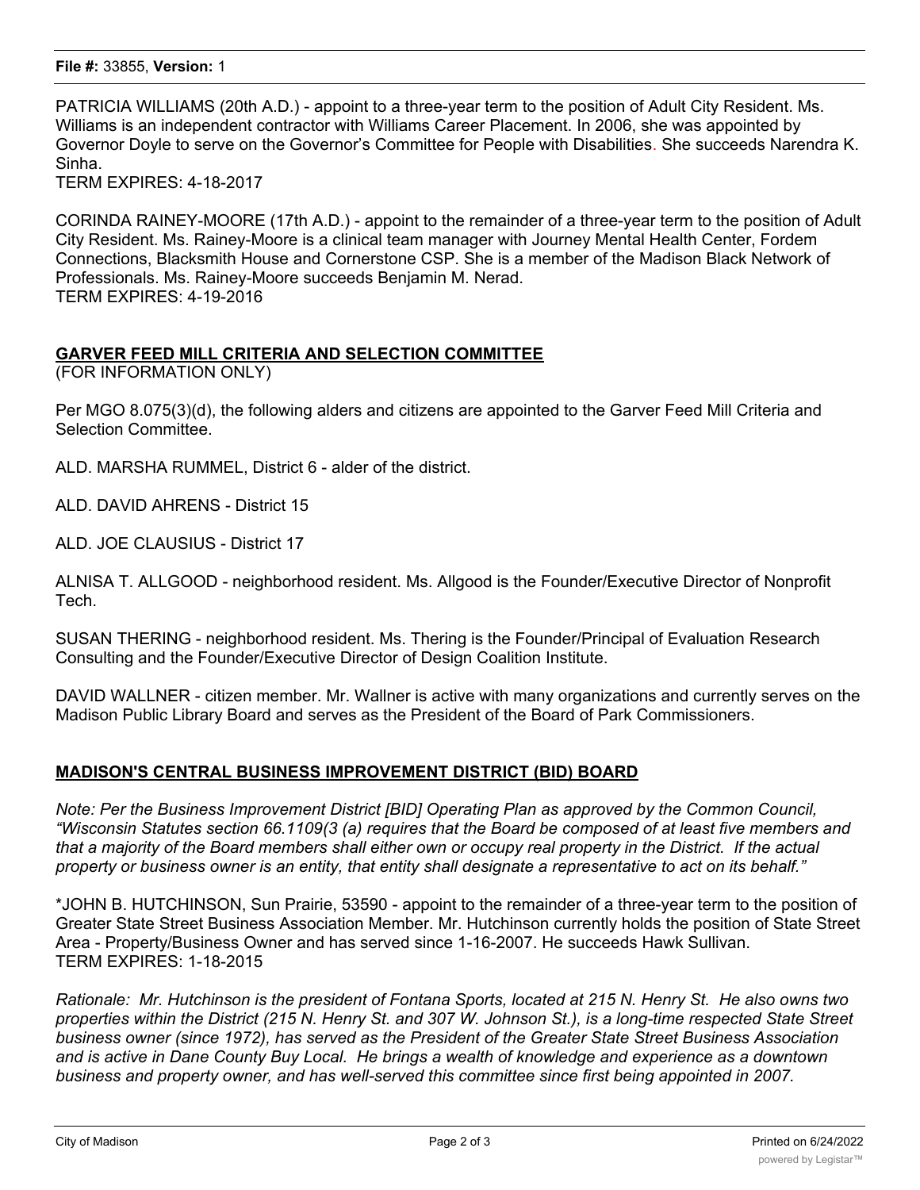PATRICIA WILLIAMS (20th A.D.) - appoint to a three-year term to the position of Adult City Resident. Ms. Williams is an independent contractor with Williams Career Placement. In 2006, she was appointed by Governor Doyle to serve on the Governor's Committee for People with Disabilities. She succeeds Narendra K. Sinha.
TERM EXPIRES: 4-18-2017

CORINDA RAINEY-MOORE (17th A.D.) - appoint to the remainder of a three-year term to the position of Adult City Resident. Ms. Rainey-Moore is a clinical team manager with Journey Mental Health Center, Fordem Connections, Blacksmith House and Cornerstone CSP. She is a member of the Madison Black Network of Professionals. Ms. Rainey-Moore succeeds Benjamin M. Nerad.
TERM EXPIRES: 4-19-2016

## GARVER FEED MILL CRITERIA AND SELECTION COMMITTEE
(FOR INFORMATION ONLY)

Per MGO 8.075(3)(d), the following alders and citizens are appointed to the Garver Feed Mill Criteria and Selection Committee.

ALD. MARSHA RUMMEL, District 6 - alder of the district.

ALD. DAVID AHRENS - District 15

ALD. JOE CLAUSIUS - District 17

ALNISA T. ALLGOOD - neighborhood resident. Ms. Allgood is the Founder/Executive Director of Nonprofit Tech.

SUSAN THERING - neighborhood resident. Ms. Thering is the Founder/Principal of Evaluation Research Consulting and the Founder/Executive Director of Design Coalition Institute.

DAVID WALLNER - citizen member. Mr. Wallner is active with many organizations and currently serves on the Madison Public Library Board and serves as the President of the Board of Park Commissioners.

## MADISON'S CENTRAL BUSINESS IMPROVEMENT DISTRICT (BID) BOARD

*Note: Per the Business Improvement District [BID] Operating Plan as approved by the Common Council, "Wisconsin Statutes section 66.1109(3 (a) requires that the Board be composed of at least five members and that a majority of the Board members shall either own or occupy real property in the District. If the actual property or business owner is an entity, that entity shall designate a representative to act on its behalf."*

*JOHN B. HUTCHINSON, Sun Prairie, 53590 - appoint to the remainder of a three-year term to the position of Greater State Street Business Association Member. Mr. Hutchinson currently holds the position of State Street Area - Property/Business Owner and has served since 1-16-2007. He succeeds Hawk Sullivan.
TERM EXPIRES: 1-18-2015

*Rationale: Mr. Hutchinson is the president of Fontana Sports, located at 215 N. Henry St. He also owns two properties within the District (215 N. Henry St. and 307 W. Johnson St.), is a long-time respected State Street business owner (since 1972), has served as the President of the Greater State Street Business Association and is active in Dane County Buy Local. He brings a wealth of knowledge and experience as a downtown business and property owner, and has well-served this committee since first being appointed in 2007.*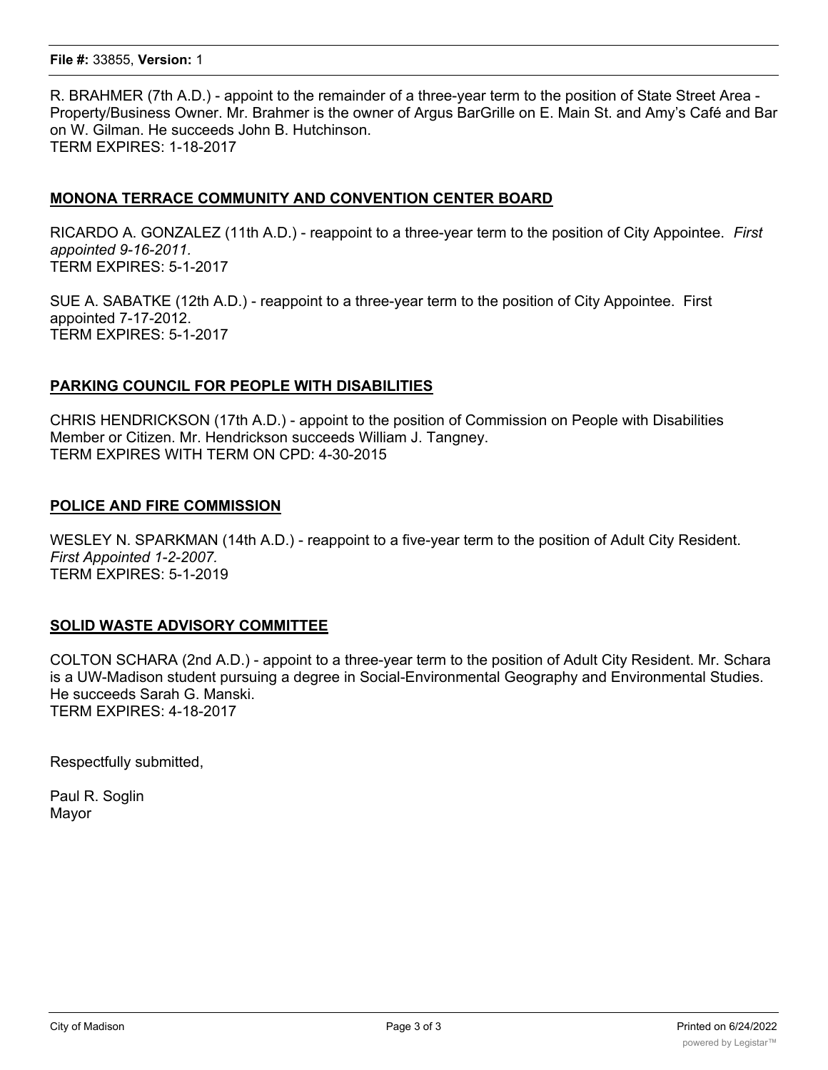R. BRAHMER (7th A.D.) - appoint to the remainder of a three-year term to the position of State Street Area - Property/Business Owner. Mr. Brahmer is the owner of Argus BarGrille on E. Main St. and Amy's Café and Bar on W. Gilman. He succeeds John B. Hutchinson.
TERM EXPIRES: 1-18-2017

## MONONA TERRACE COMMUNITY AND CONVENTION CENTER BOARD

RICARDO A. GONZALEZ (11th A.D.) - reappoint to a three-year term to the position of City Appointee. *First appointed 9-16-2011.*
TERM EXPIRES: 5-1-2017

SUE A. SABATKE (12th A.D.) - reappoint to a three-year term to the position of City Appointee. First appointed 7-17-2012.
TERM EXPIRES: 5-1-2017

## PARKING COUNCIL FOR PEOPLE WITH DISABILITIES

CHRIS HENDRICKSON (17th A.D.) - appoint to the position of Commission on People with Disabilities Member or Citizen. Mr. Hendrickson succeeds William J. Tangney.
TERM EXPIRES WITH TERM ON CPD: 4-30-2015

## POLICE AND FIRE COMMISSION

WESLEY N. SPARKMAN (14th A.D.) - reappoint to a five-year term to the position of Adult City Resident.
*First Appointed 1-2-2007.*
TERM EXPIRES: 5-1-2019

## SOLID WASTE ADVISORY COMMITTEE

COLTON SCHARA (2nd A.D.) - appoint to a three-year term to the position of Adult City Resident. Mr. Schara is a UW-Madison student pursuing a degree in Social-Environmental Geography and Environmental Studies. He succeeds Sarah G. Manski.
TERM EXPIRES: 4-18-2017

Respectfully submitted,

Paul R. Soglin
Mayor